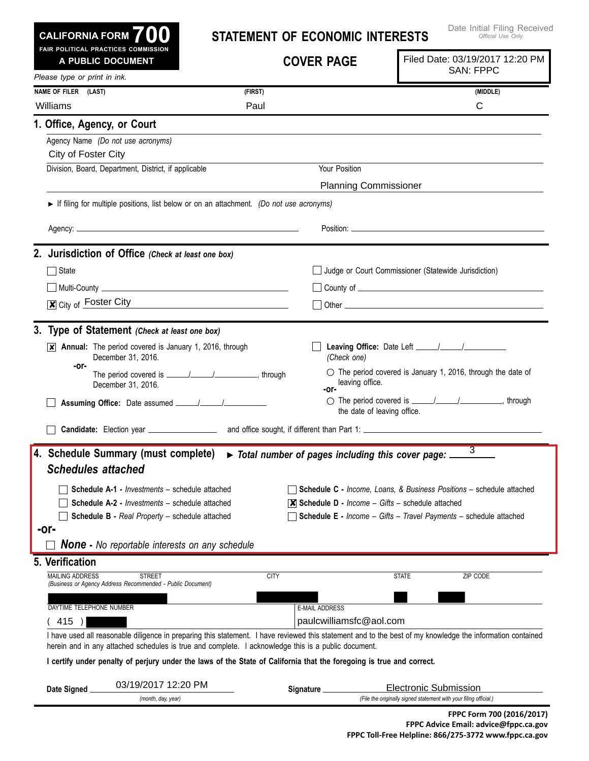**CALIFORNIA FORM 700**
**FAIR POLITICAL PRACTICES COMMISSION**
**A PUBLIC DOCUMENT**

# STATEMENT OF ECONOMIC INTERESTS

## COVER PAGE

Date Initial Filing Received
*Official Use Only*

Filed Date: 03/19/2017 12:20 PM
SAN: FPPC

*Please type or print in ink.*

| NAME OF FILER (LAST) | (FIRST) | (MIDDLE) |
|---|---|---|
| Williams | Paul | C |

### 1. Office, Agency, or Court

Agency Name *(Do not use acronyms)*
City of Foster City

Division, Board, Department, District, if applicable

Your Position
Planning Commissioner

► If filing for multiple positions, list below or on an attachment. *(Do not use acronyms)*

Agency: ______________________ Position: ______________________

### 2. Jurisdiction of Office *(Check at least one box)*

- ☐ State
- ☐ Judge or Court Commissioner (Statewide Jurisdiction)
- ☐ Multi-County ______________________
- ☐ County of ______________________
- ☒ City of Foster City
- ☐ Other ______________________

### 3. Type of Statement *(Check at least one box)*

- ☒ **Annual:** The period covered is January 1, 2016, through December 31, 2016.
  **-or-**
  The period covered is ____/____/________, through December 31, 2016.
- ☐ **Assuming Office:** Date assumed ____/____/________
- ☐ **Leaving Office:** Date Left ____/____/________
  *(Check one)*
  - ○ The period covered is January 1, 2016, through the date of leaving office.
  **-or-**
  - ○ The period covered is ____/____/________, through the date of leaving office.
- ☐ **Candidate:** Election year ____________ and office sought, if different than Part 1: ______________________

### 4. Schedule Summary (must complete) ► *Total number of pages including this cover page:* 3

***Schedules attached***

- ☐ **Schedule A-1 -** *Investments* – schedule attached
- ☐ **Schedule A-2 -** *Investments* – schedule attached
- ☐ **Schedule B -** *Real Property* – schedule attached
- ☐ **Schedule C -** *Income, Loans, & Business Positions* – schedule attached
- ☒ **Schedule D -** *Income – Gifts* – schedule attached
- ☐ **Schedule E -** *Income – Gifts – Travel Payments* – schedule attached

**-or-**

- ☐ ***None*** **-** *No reportable interests on any schedule*

### 5. Verification

| MAILING ADDRESS STREET *(Business or Agency Address Recommended - Public Document)* | CITY | STATE | ZIP CODE |
|---|---|---|---|
| | | | |

| DAYTIME TELEPHONE NUMBER | E-MAIL ADDRESS |
|---|---|
| ( 415 ) | paulcwilliamsfc@aol.com |

I have used all reasonable diligence in preparing this statement. I have reviewed this statement and to the best of my knowledge the information contained herein and in any attached schedules is true and complete. I acknowledge this is a public document.

**I certify under penalty of perjury under the laws of the State of California that the foregoing is true and correct.**

**Date Signed** 03/19/2017 12:20 PM
*(month, day, year)*

**Signature** Electronic Submission
*(File the originally signed statement with your filing official.)*

**FPPC Form 700 (2016/2017)**
**FPPC Advice Email: advice@fppc.ca.gov**
**FPPC Toll-Free Helpline: 866/275-3772 www.fppc.ca.gov**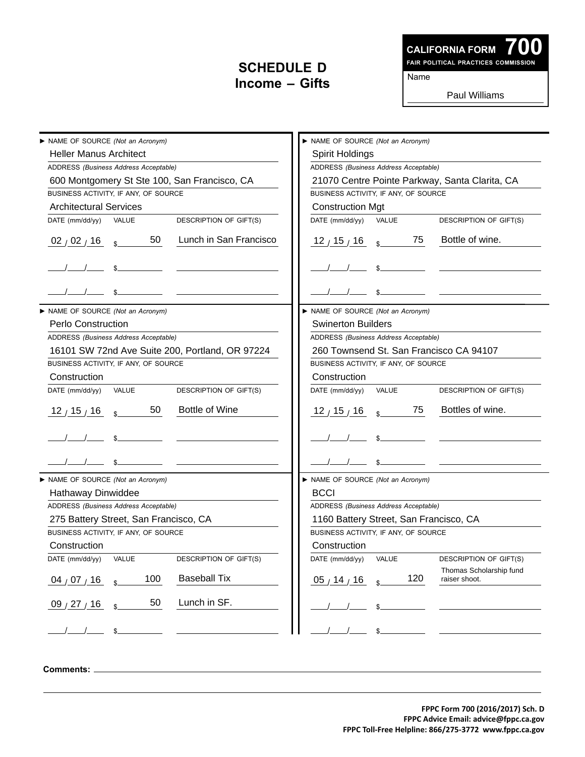# SCHEDULE D
## Income – Gifts

**CALIFORNIA FORM 700**
**FAIR POLITICAL PRACTICES COMMISSION**

Name: Paul Williams

---

► NAME OF SOURCE *(Not an Acronym)*: Heller Manus Architect

ADDRESS *(Business Address Acceptable)*: 600 Montgomery St Ste 100, San Francisco, CA

BUSINESS ACTIVITY, IF ANY, OF SOURCE: Architectural Services

| DATE (mm/dd/yy) | VALUE | DESCRIPTION OF GIFT(S) |
|---|---|---|
| 02 / 02 / 16 | $ 50 | Lunch in San Francisco |
| / / | $ | |
| / / | $ | |

---

► NAME OF SOURCE *(Not an Acronym)*: Spirit Holdings

ADDRESS *(Business Address Acceptable)*: 21070 Centre Pointe Parkway, Santa Clarita, CA

BUSINESS ACTIVITY, IF ANY, OF SOURCE: Construction Mgt

| DATE (mm/dd/yy) | VALUE | DESCRIPTION OF GIFT(S) |
|---|---|---|
| 12 / 15 / 16 | $ 75 | Bottle of wine. |
| / / | $ | |
| / / | $ | |

---

► NAME OF SOURCE *(Not an Acronym)*: Perlo Construction

ADDRESS *(Business Address Acceptable)*: 16101 SW 72nd Ave Suite 200, Portland, OR 97224

BUSINESS ACTIVITY, IF ANY, OF SOURCE: Construction

| DATE (mm/dd/yy) | VALUE | DESCRIPTION OF GIFT(S) |
|---|---|---|
| 12 / 15 / 16 | $ 50 | Bottle of Wine |
| / / | $ | |
| / / | $ | |

---

► NAME OF SOURCE *(Not an Acronym)*: Swinerton Builders

ADDRESS *(Business Address Acceptable)*: 260 Townsend St. San Francisco CA 94107

BUSINESS ACTIVITY, IF ANY, OF SOURCE: Construction

| DATE (mm/dd/yy) | VALUE | DESCRIPTION OF GIFT(S) |
|---|---|---|
| 12 / 15 / 16 | $ 75 | Bottles of wine. |
| / / | $ | |
| / / | $ | |

---

► NAME OF SOURCE *(Not an Acronym)*: Hathaway Dinwiddee

ADDRESS *(Business Address Acceptable)*: 275 Battery Street, San Francisco, CA

BUSINESS ACTIVITY, IF ANY, OF SOURCE: Construction

| DATE (mm/dd/yy) | VALUE | DESCRIPTION OF GIFT(S) |
|---|---|---|
| 04 / 07 / 16 | $ 100 | Baseball Tix |
| 09 / 27 / 16 | $ 50 | Lunch in SF. |
| / / | $ | |

---

► NAME OF SOURCE *(Not an Acronym)*: BCCI

ADDRESS *(Business Address Acceptable)*: 1160 Battery Street, San Francisco, CA

BUSINESS ACTIVITY, IF ANY, OF SOURCE: Construction

| DATE (mm/dd/yy) | VALUE | DESCRIPTION OF GIFT(S) |
|---|---|---|
| 05 / 14 / 16 | $ 120 | Thomas Scholarship fund raiser shoot. |
| / / | $ | |
| / / | $ | |

---

**Comments:**

FPPC Form 700 (2016/2017) Sch. D
FPPC Advice Email: advice@fppc.ca.gov
FPPC Toll-Free Helpline: 866/275-3772 www.fppc.ca.gov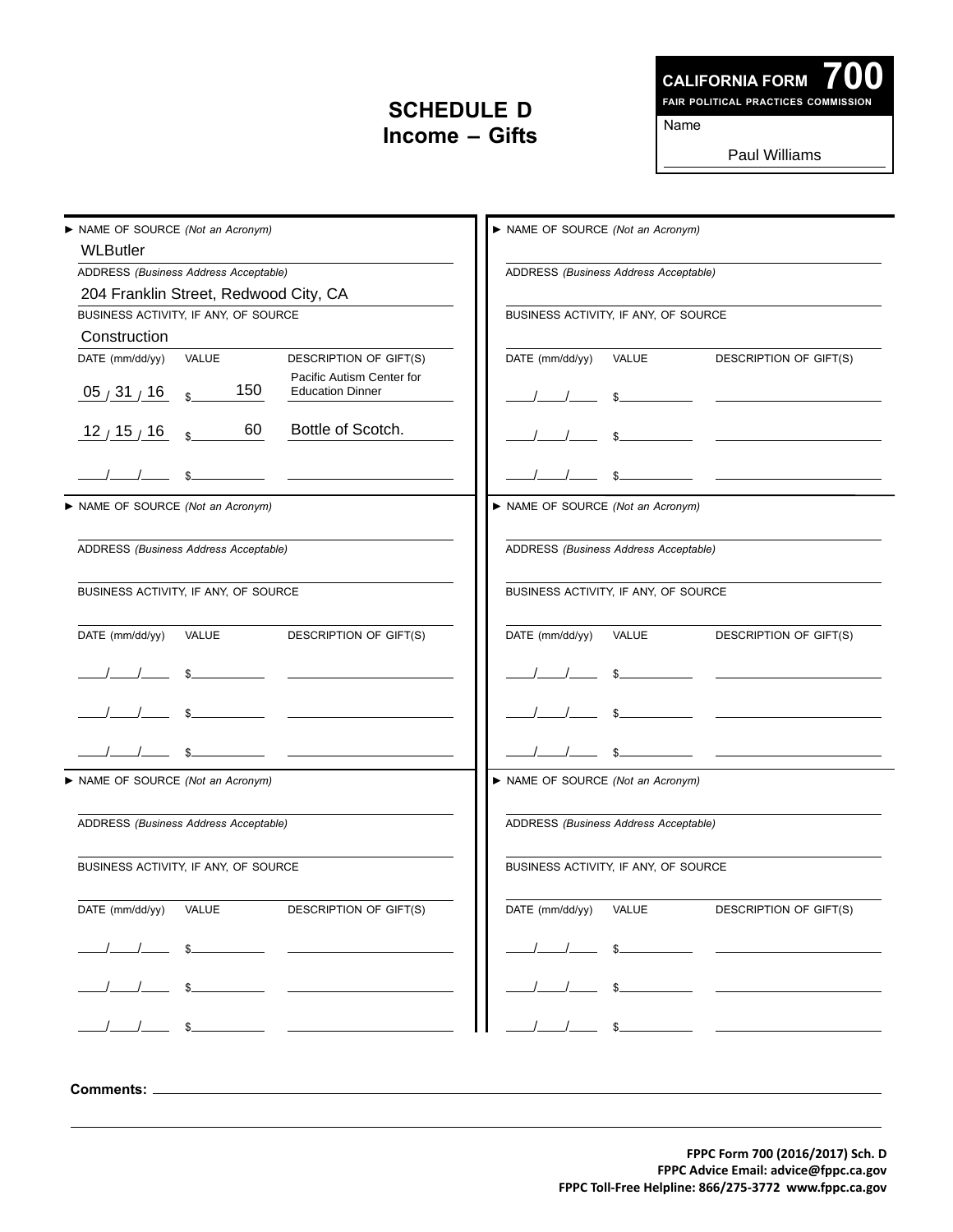# SCHEDULE D
## Income – Gifts

**CALIFORNIA FORM 700**
**FAIR POLITICAL PRACTICES COMMISSION**

Name

Paul Williams

► NAME OF SOURCE *(Not an Acronym)*

WLButler

ADDRESS *(Business Address Acceptable)*

204 Franklin Street, Redwood City, CA

BUSINESS ACTIVITY, IF ANY, OF SOURCE

Construction

| DATE (mm/dd/yy) | VALUE | DESCRIPTION OF GIFT(S) |
|---|---|---|
| 05 / 31 / 16 | $ 150 | Pacific Autism Center for Education Dinner |
| 12 / 15 / 16 | $ 60 | Bottle of Scotch. |
| / / | $ | |

► NAME OF SOURCE *(Not an Acronym)*

ADDRESS *(Business Address Acceptable)*

BUSINESS ACTIVITY, IF ANY, OF SOURCE

| DATE (mm/dd/yy) | VALUE | DESCRIPTION OF GIFT(S) |
|---|---|---|
| / / | $ | |
| / / | $ | |
| / / | $ | |

► NAME OF SOURCE *(Not an Acronym)*

ADDRESS *(Business Address Acceptable)*

BUSINESS ACTIVITY, IF ANY, OF SOURCE

| DATE (mm/dd/yy) | VALUE | DESCRIPTION OF GIFT(S) |
|---|---|---|
| / / | $ | |
| / / | $ | |
| / / | $ | |

► NAME OF SOURCE *(Not an Acronym)*

ADDRESS *(Business Address Acceptable)*

BUSINESS ACTIVITY, IF ANY, OF SOURCE

| DATE (mm/dd/yy) | VALUE | DESCRIPTION OF GIFT(S) |
|---|---|---|
| / / | $ | |
| / / | $ | |
| / / | $ | |

► NAME OF SOURCE *(Not an Acronym)*

ADDRESS *(Business Address Acceptable)*

BUSINESS ACTIVITY, IF ANY, OF SOURCE

| DATE (mm/dd/yy) | VALUE | DESCRIPTION OF GIFT(S) |
|---|---|---|
| / / | $ | |
| / / | $ | |
| / / | $ | |

► NAME OF SOURCE *(Not an Acronym)*

ADDRESS *(Business Address Acceptable)*

BUSINESS ACTIVITY, IF ANY, OF SOURCE

| DATE (mm/dd/yy) | VALUE | DESCRIPTION OF GIFT(S) |
|---|---|---|
| / / | $ | |
| / / | $ | |
| / / | $ | |

**Comments:**

**FPPC Form 700 (2016/2017) Sch. D**
**FPPC Advice Email: advice@fppc.ca.gov**
**FPPC Toll-Free Helpline: 866/275-3772 www.fppc.ca.gov**